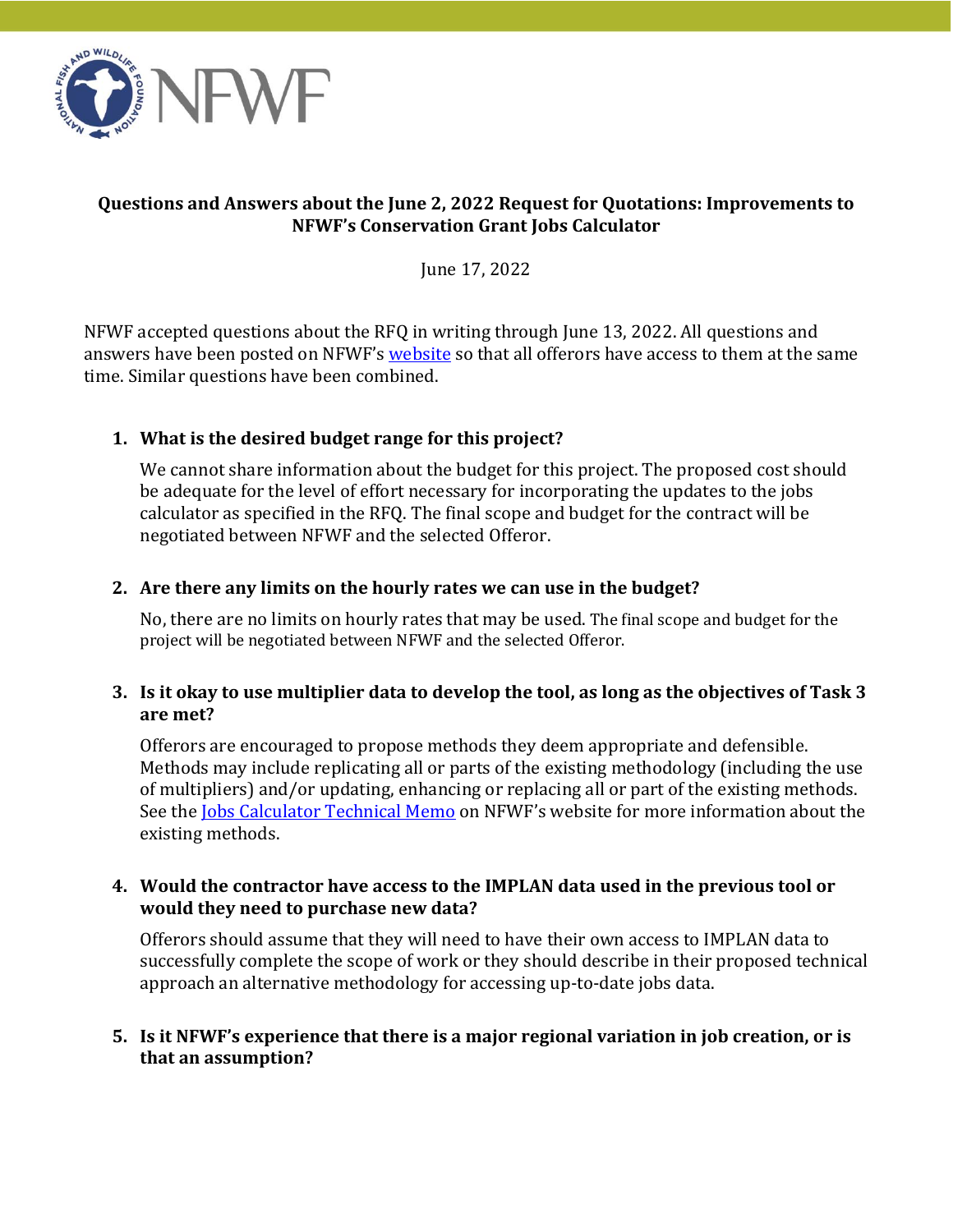## Questions and Answers about the June 2, 2022 Request for Quotations: Improvements to NFWF's Conservation Grant Jobs Calculator

June 17, 2022

NFWF accepted questions about the RFQ in writing through June 13, 2022. All questions and answers have been posted on NFWF's website so that all offerors have access to them at the same time. Similar questions have been combined.

1. **What is the desired budget range for this project?**

   We cannot share information about the budget for this project. The proposed cost should be adequate for the level of effort necessary for incorporating the updates to the jobs calculator as specified in the RFQ. The final scope and budget for the contract will be negotiated between NFWF and the selected Offeror.

2. **Are there any limits on the hourly rates we can use in the budget?**

   No, there are no limits on hourly rates that may be used. The final scope and budget for the project will be negotiated between NFWF and the selected Offeror.

3. **Is it okay to use multiplier data to develop the tool, as long as the objectives of Task 3 are met?**

   Offerors are encouraged to propose methods they deem appropriate and defensible. Methods may include replicating all or parts of the existing methodology (including the use of multipliers) and/or updating, enhancing or replacing all or part of the existing methods. See the Jobs Calculator Technical Memo on NFWF's website for more information about the existing methods.

4. **Would the contractor have access to the IMPLAN data used in the previous tool or would they need to purchase new data?**

   Offerors should assume that they will need to have their own access to IMPLAN data to successfully complete the scope of work or they should describe in their proposed technical approach an alternative methodology for accessing up-to-date jobs data.

5. **Is it NFWF's experience that there is a major regional variation in job creation, or is that an assumption?**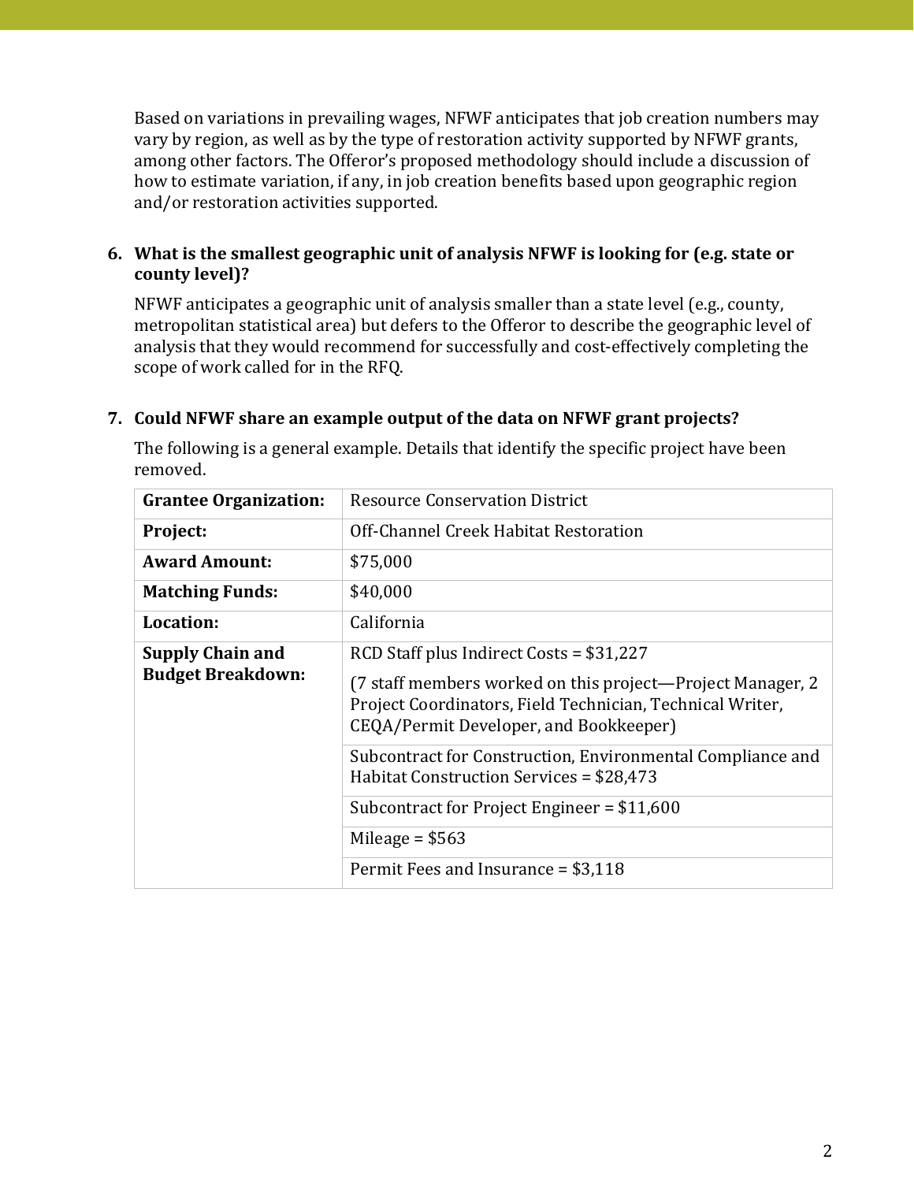Based on variations in prevailing wages, NFWF anticipates that job creation numbers may vary by region, as well as by the type of restoration activity supported by NFWF grants, among other factors. The Offeror's proposed methodology should include a discussion of how to estimate variation, if any, in job creation benefits based upon geographic region and/or restoration activities supported.

6. **What is the smallest geographic unit of analysis NFWF is looking for (e.g. state or county level)?**

   NFWF anticipates a geographic unit of analysis smaller than a state level (e.g., county, metropolitan statistical area) but defers to the Offeror to describe the geographic level of analysis that they would recommend for successfully and cost-effectively completing the scope of work called for in the RFQ.

7. **Could NFWF share an example output of the data on NFWF grant projects?**

   The following is a general example. Details that identify the specific project have been removed.

| | |
|---|---|
| **Grantee Organization:** | Resource Conservation District |
| **Project:** | Off-Channel Creek Habitat Restoration |
| **Award Amount:** | $75,000 |
| **Matching Funds:** | $40,000 |
| **Location:** | California |
| **Supply Chain and Budget Breakdown:** | RCD Staff plus Indirect Costs = $31,227<br>(7 staff members worked on this project—Project Manager, 2 Project Coordinators, Field Technician, Technical Writer, CEQA/Permit Developer, and Bookkeeper) |
| | Subcontract for Construction, Environmental Compliance and Habitat Construction Services = $28,473 |
| | Subcontract for Project Engineer = $11,600 |
| | Mileage = $563 |
| | Permit Fees and Insurance = $3,118 |